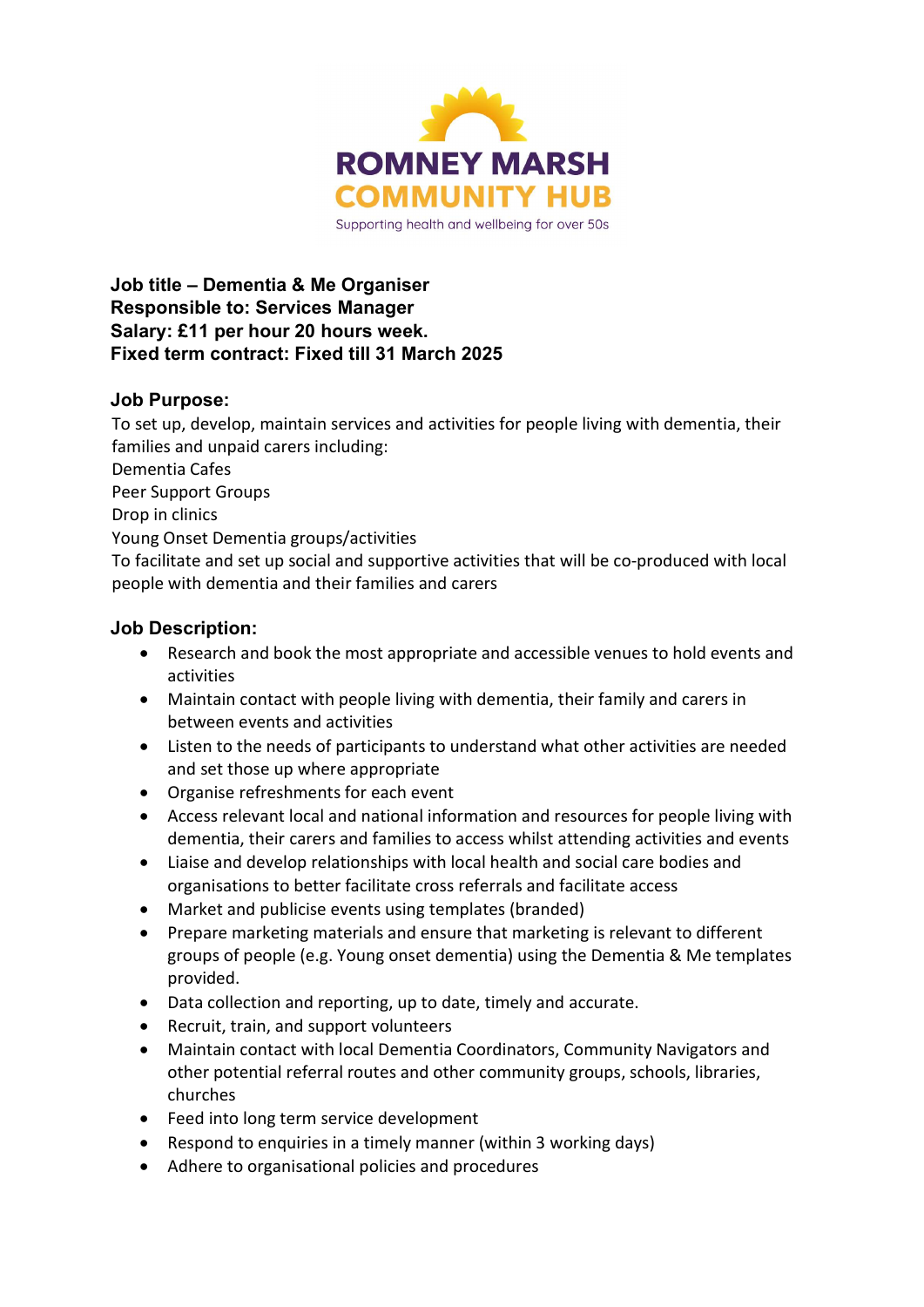ROMNEY MARSH
COMMUNITY HUB
Supporting health and wellbeing for over 50s

**Job title – Dementia & Me Organiser**
**Responsible to: Services Manager**
**Salary: £11 per hour 20 hours week.**
**Fixed term contract: Fixed till 31 March 2025**

## Job Purpose:

To set up, develop, maintain services and activities for people living with dementia, their families and unpaid carers including:
Dementia Cafes
Peer Support Groups
Drop in clinics
Young Onset Dementia groups/activities
To facilitate and set up social and supportive activities that will be co-produced with local people with dementia and their families and carers

## Job Description:

- Research and book the most appropriate and accessible venues to hold events and activities
- Maintain contact with people living with dementia, their family and carers in between events and activities
- Listen to the needs of participants to understand what other activities are needed and set those up where appropriate
- Organise refreshments for each event
- Access relevant local and national information and resources for people living with dementia, their carers and families to access whilst attending activities and events
- Liaise and develop relationships with local health and social care bodies and organisations to better facilitate cross referrals and facilitate access
- Market and publicise events using templates (branded)
- Prepare marketing materials and ensure that marketing is relevant to different groups of people (e.g. Young onset dementia) using the Dementia & Me templates provided.
- Data collection and reporting, up to date, timely and accurate.
- Recruit, train, and support volunteers
- Maintain contact with local Dementia Coordinators, Community Navigators and other potential referral routes and other community groups, schools, libraries, churches
- Feed into long term service development
- Respond to enquiries in a timely manner (within 3 working days)
- Adhere to organisational policies and procedures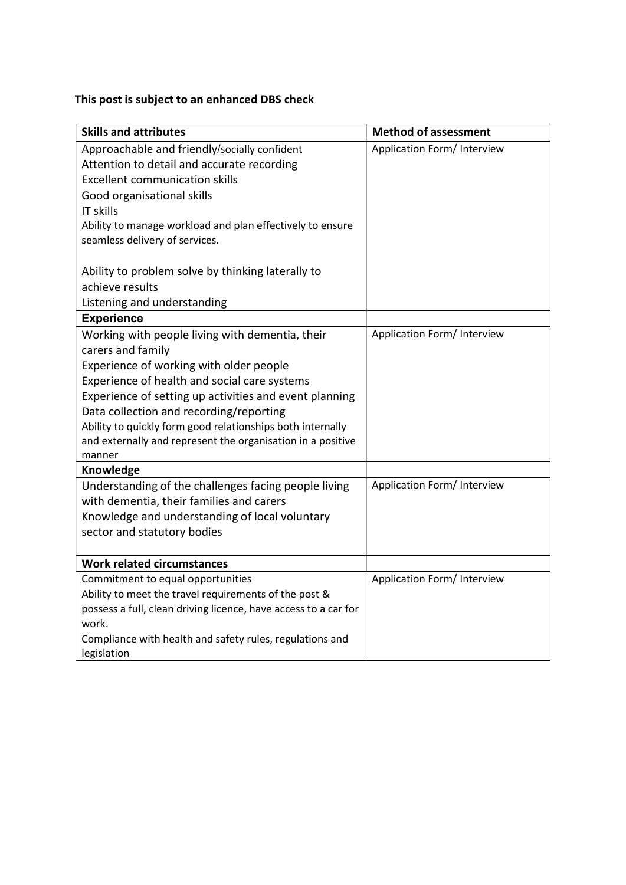**This post is subject to an enhanced DBS check**

| **Skills and attributes** | **Method of assessment** |
| --- | --- |
| Approachable and friendly/socially confident<br>Attention to detail and accurate recording<br>Excellent communication skills<br>Good organisational skills<br>IT skills<br>Ability to manage workload and plan effectively to ensure seamless delivery of services.<br><br>Ability to problem solve by thinking laterally to achieve results<br>Listening and understanding | Application Form/ Interview |
| **Experience** | |
| Working with people living with dementia, their carers and family<br>Experience of working with older people<br>Experience of health and social care systems<br>Experience of setting up activities and event planning<br>Data collection and recording/reporting<br>Ability to quickly form good relationships both internally and externally and represent the organisation in a positive manner | Application Form/ Interview |
| **Knowledge** | |
| Understanding of the challenges facing people living with dementia, their families and carers<br>Knowledge and understanding of local voluntary sector and statutory bodies | Application Form/ Interview |
| **Work related circumstances** | |
| Commitment to equal opportunities<br>Ability to meet the travel requirements of the post & possess a full, clean driving licence, have access to a car for work.<br>Compliance with health and safety rules, regulations and legislation | Application Form/ Interview |